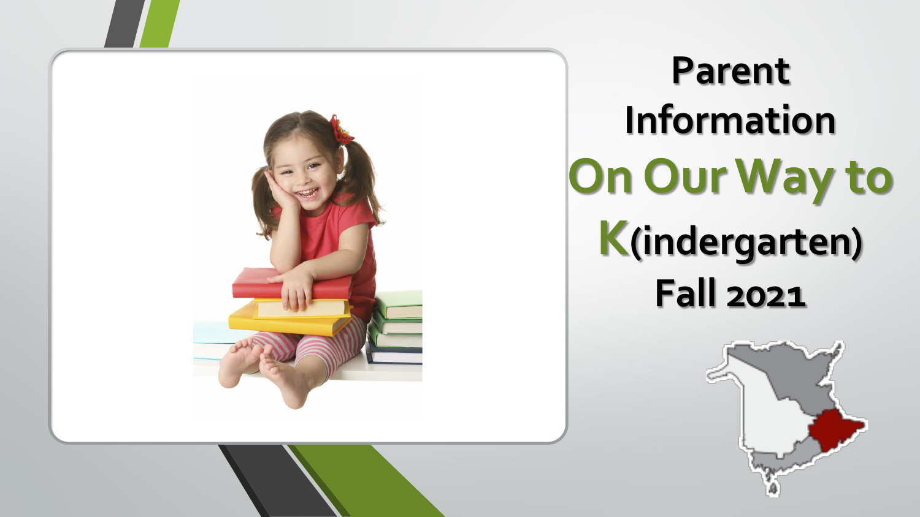# Parent Information

## On Our Way to K(indergarten)

### Fall 2021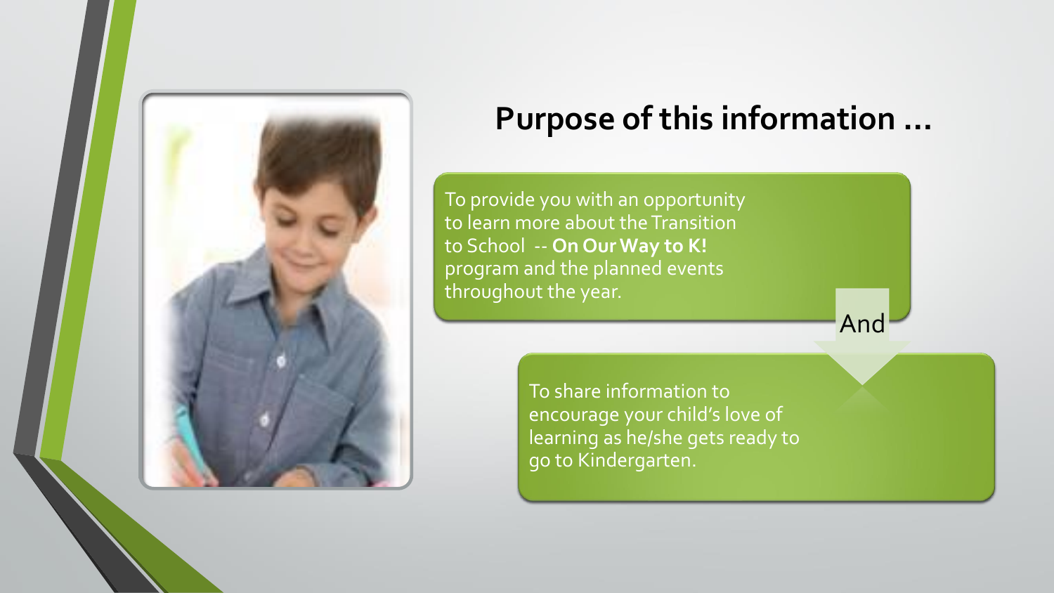# Purpose of this information …

To provide you with an opportunity to learn more about the Transition to School -- **On Our Way to K!** program and the planned events throughout the year.

And

To share information to encourage your child's love of learning as he/she gets ready to go to Kindergarten.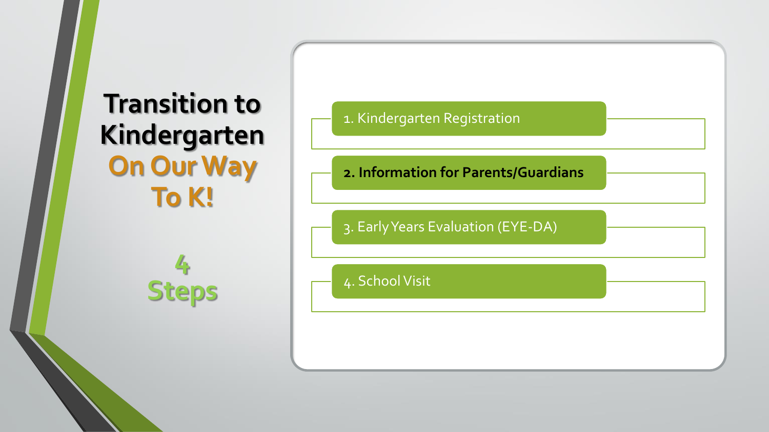# Transition to Kindergarten

## On Our Way To K!

## 4 Steps

1. Kindergarten Registration
2. **Information for Parents/Guardians**
3. Early Years Evaluation (EYE-DA)
4. School Visit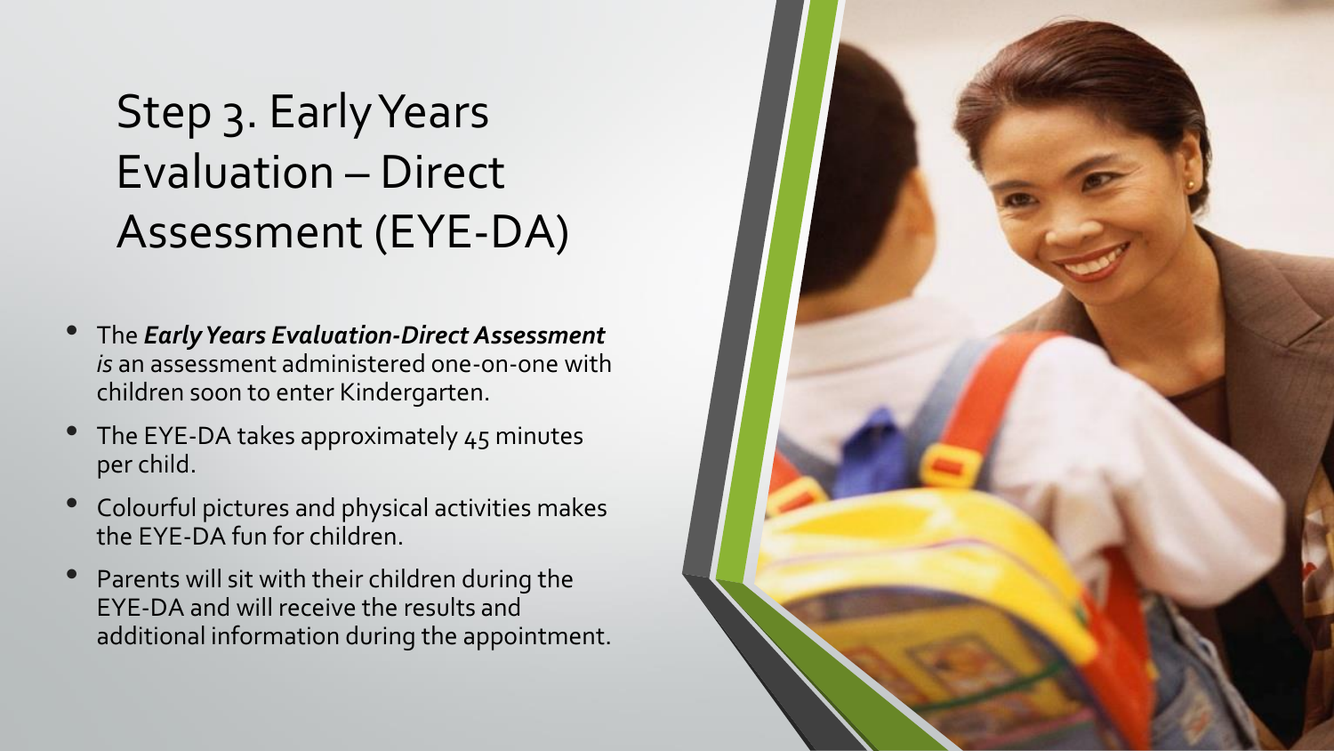# Step 3. Early Years Evaluation – Direct Assessment (EYE-DA)

- The ***Early Years Evaluation-Direct Assessment*** *is* an assessment administered one-on-one with children soon to enter Kindergarten.
- The EYE-DA takes approximately 45 minutes per child.
- Colourful pictures and physical activities makes the EYE-DA fun for children.
- Parents will sit with their children during the EYE-DA and will receive the results and additional information during the appointment.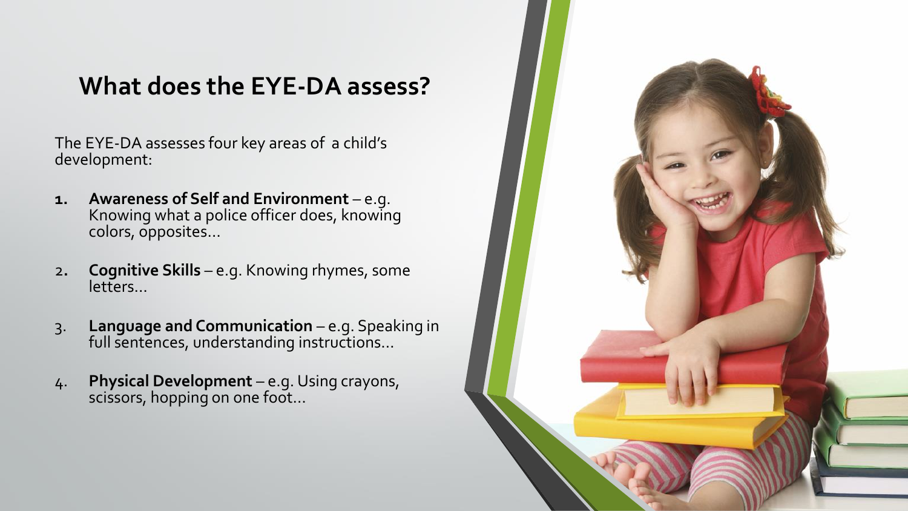## What does the EYE-DA assess?

The EYE-DA assesses four key areas of a child's development:

1. **Awareness of Self and Environment** – e.g. Knowing what a police officer does, knowing colors, opposites…
2. **Cognitive Skills** – e.g. Knowing rhymes, some letters…
3. **Language and Communication** – e.g. Speaking in full sentences, understanding instructions…
4. **Physical Development** – e.g. Using crayons, scissors, hopping on one foot…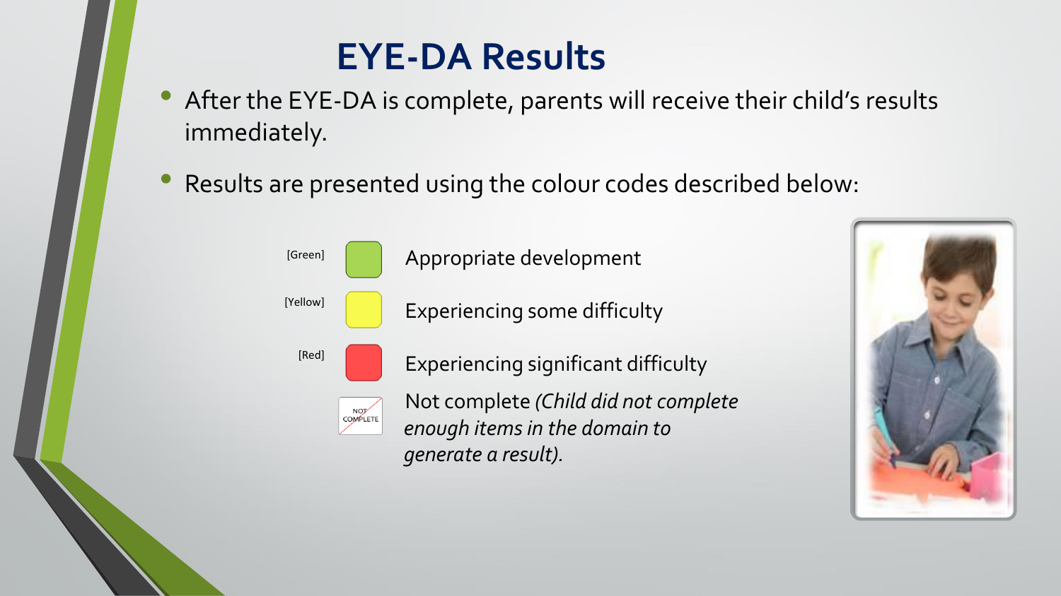# EYE-DA Results

- After the EYE-DA is complete, parents will receive their child's results immediately.
- Results are presented using the colour codes described below:

| Colour | Meaning |
|---|---|
| [Green] | Appropriate development |
| [Yellow] | Experiencing some difficulty |
| [Red] | Experiencing significant difficulty |
| NOT COMPLETE | Not complete *(Child did not complete enough items in the domain to generate a result).* |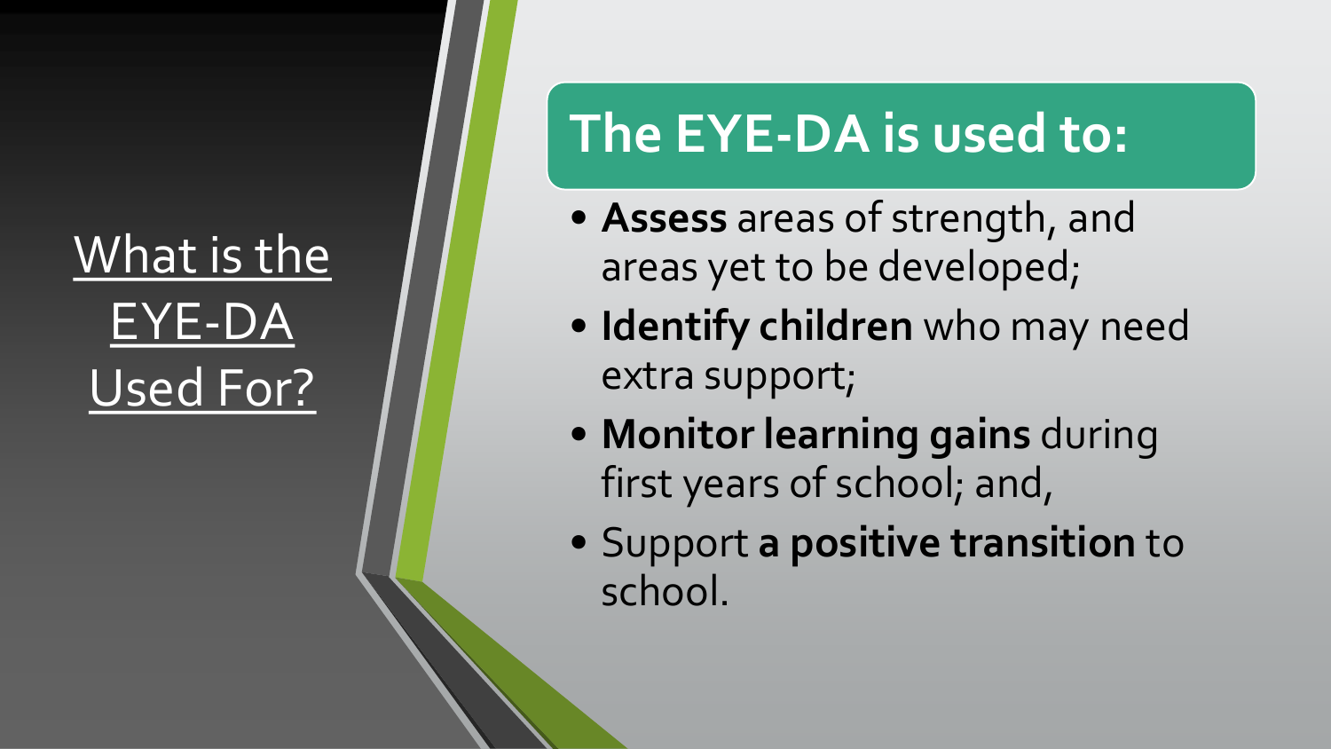# What is the EYE-DA Used For?

## The EYE-DA is used to:

- **Assess** areas of strength, and areas yet to be developed;
- **Identify children** who may need extra support;
- **Monitor learning gains** during first years of school; and,
- Support **a positive transition** to school.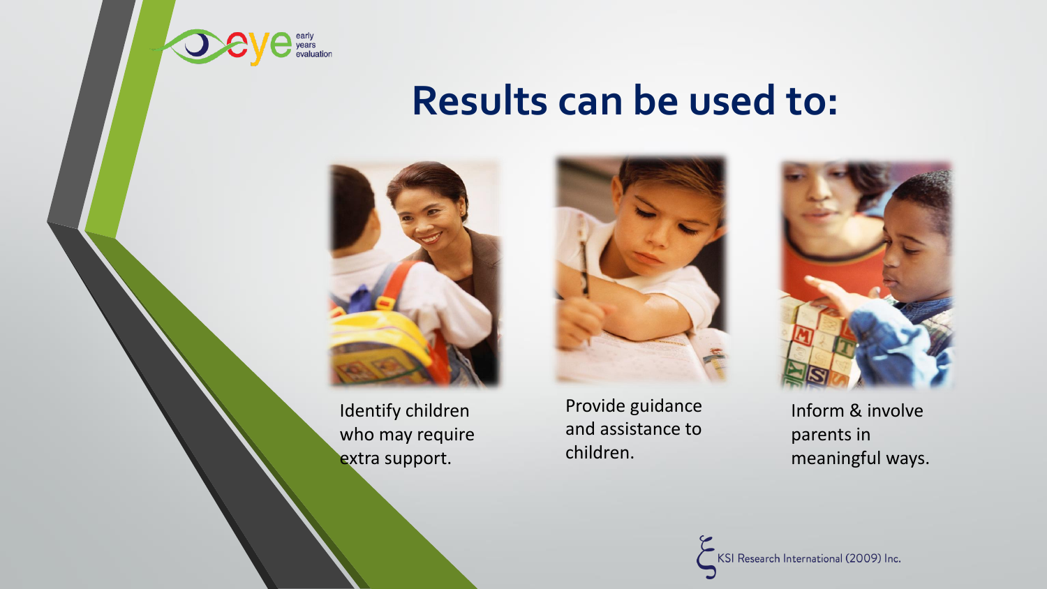# Results can be used to:

- Identify children who may require extra support.
- Provide guidance and assistance to children.
- Inform & involve parents in meaningful ways.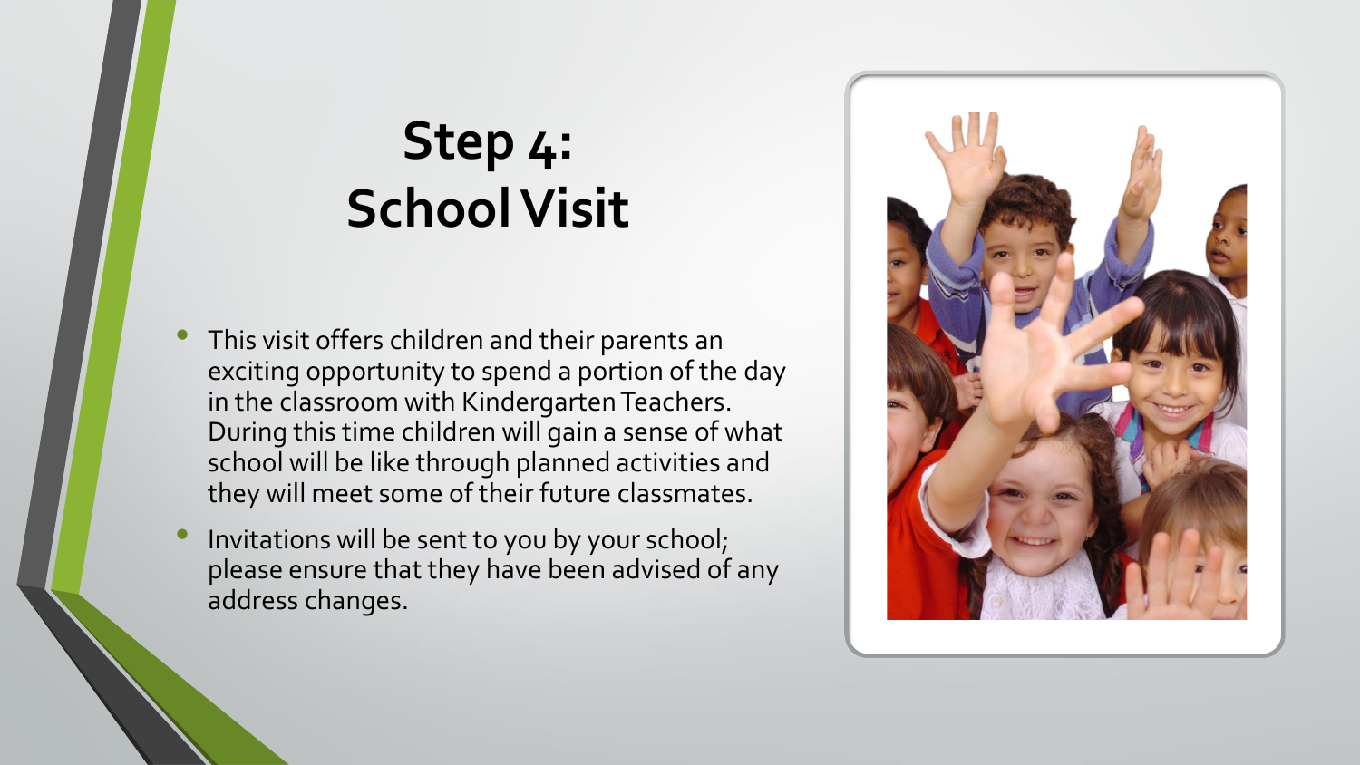# Step 4: School Visit

- This visit offers children and their parents an exciting opportunity to spend a portion of the day in the classroom with Kindergarten Teachers. During this time children will gain a sense of what school will be like through planned activities and they will meet some of their future classmates.
- Invitations will be sent to you by your school; please ensure that they have been advised of any address changes.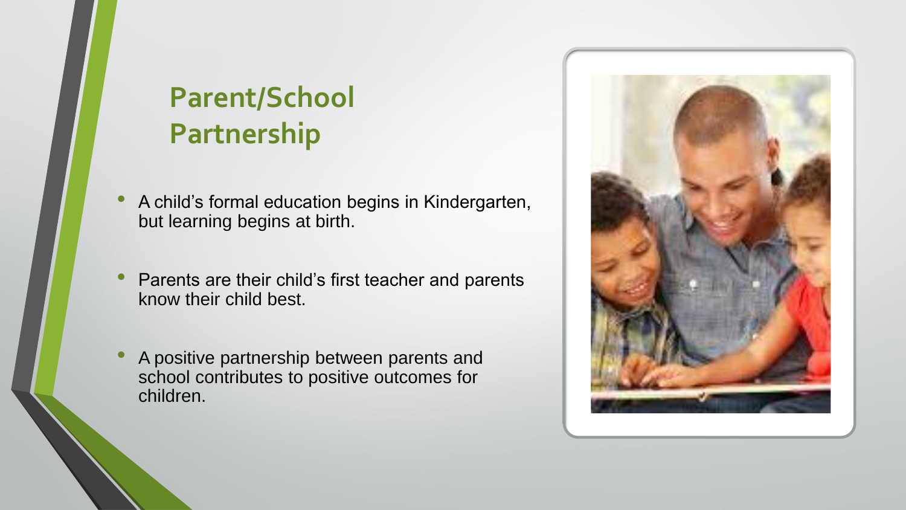## Parent/School Partnership

- A child's formal education begins in Kindergarten, but learning begins at birth.
- Parents are their child's first teacher and parents know their child best.
- A positive partnership between parents and school contributes to positive outcomes for children.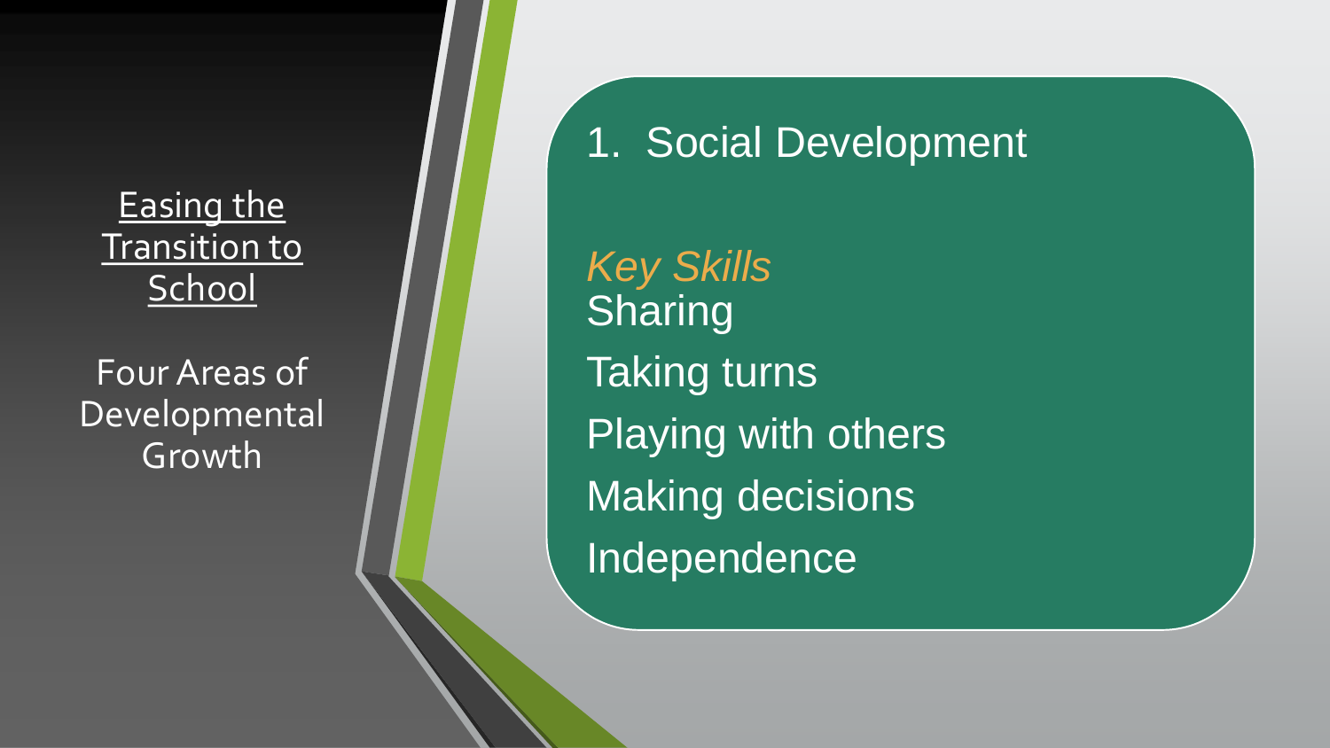Easing the Transition to School

Four Areas of Developmental Growth

## 1. Social Development

*Key Skills*

Sharing

Taking turns

Playing with others

Making decisions

Independence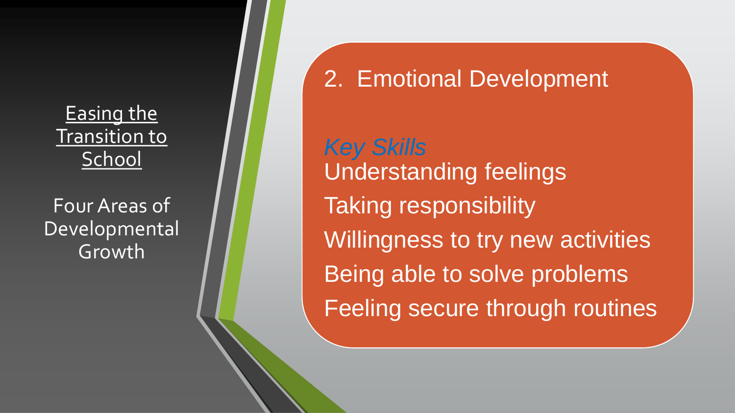Easing the Transition to School

Four Areas of Developmental Growth

## 2. Emotional Development

*Key Skills*

- Understanding feelings
- Taking responsibility
- Willingness to try new activities
- Being able to solve problems
- Feeling secure through routines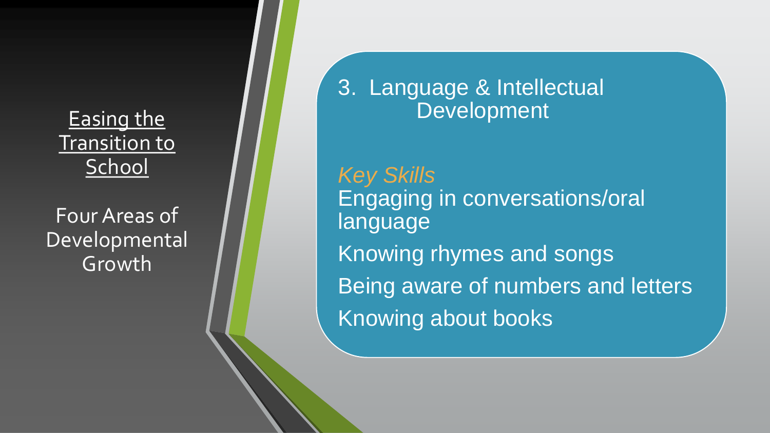Easing the Transition to School

Four Areas of Developmental Growth

## 3. Language & Intellectual Development

*Key Skills*

Engaging in conversations/oral language

Knowing rhymes and songs

Being aware of numbers and letters

Knowing about books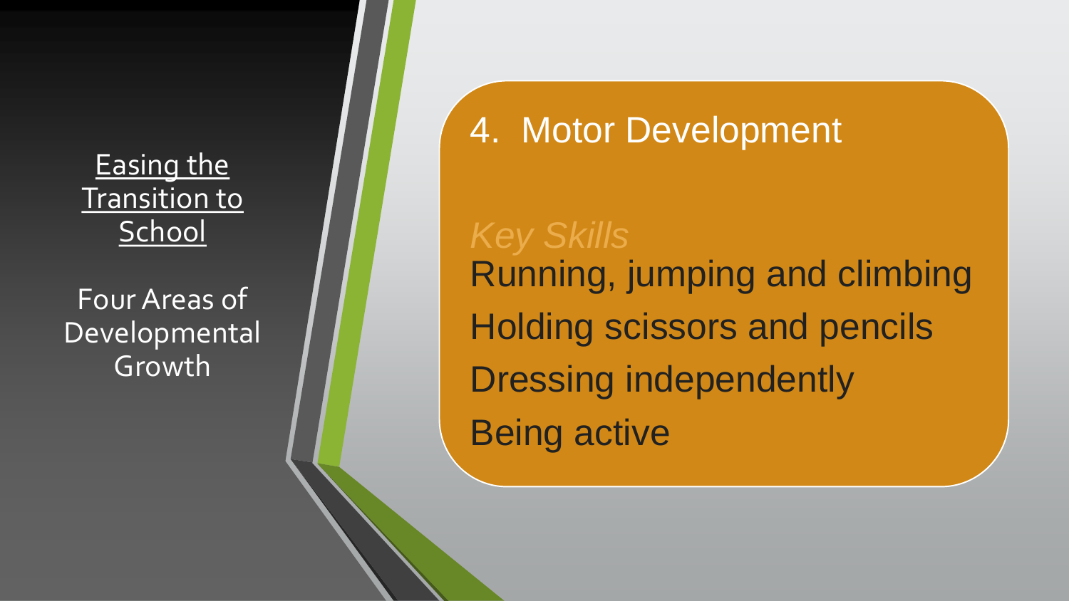Easing the Transition to School

Four Areas of Developmental Growth

## 4. Motor Development

*Key Skills*

Running, jumping and climbing

Holding scissors and pencils

Dressing independently

Being active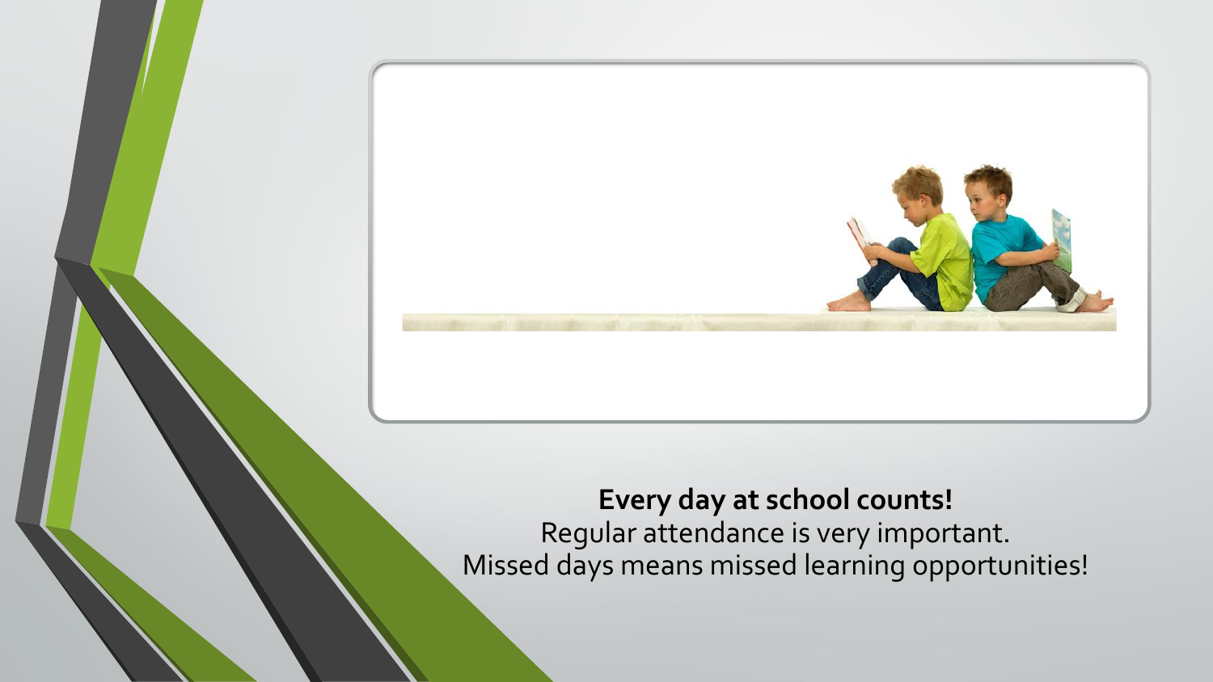**Every day at school counts!**

Regular attendance is very important.

Missed days means missed learning opportunities!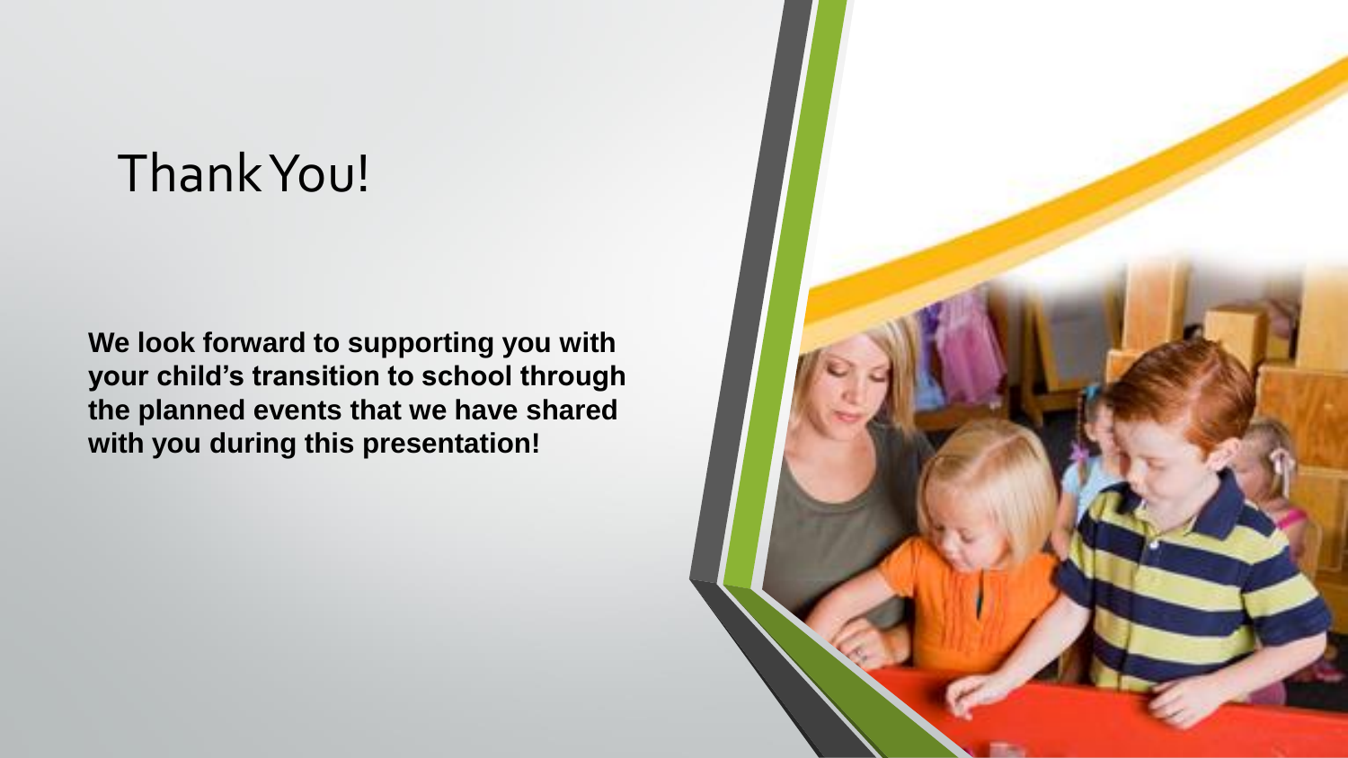# Thank You!

**We look forward to supporting you with your child's transition to school through the planned events that we have shared with you during this presentation!**